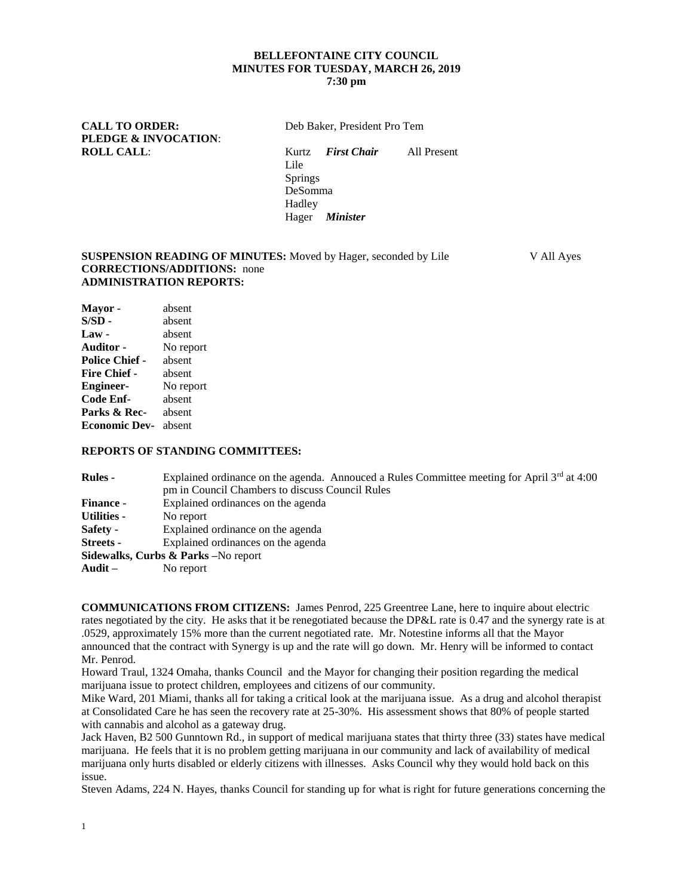**BELLEFONTAINE CITY COUNCIL**
**MINUTES FOR TUESDAY, MARCH 26, 2019**
**7:30 pm**

**CALL TO ORDER:** Deb Baker, President Pro Tem
**PLEDGE & INVOCATION**:
**ROLL CALL**: Kurtz ***First Chair*** All Present
Lile
Springs
DeSomma
Hadley
Hager ***Minister***

**SUSPENSION READING OF MINUTES:** Moved by Hager, seconded by Lile V All Ayes
**CORRECTIONS/ADDITIONS:** none
**ADMINISTRATION REPORTS:**

**Mayor -** absent
**S/SD -** absent
**Law -** absent
**Auditor -** No report
**Police Chief -** absent
**Fire Chief -** absent
**Engineer-** No report
**Code Enf-** absent
**Parks & Rec-** absent
**Economic Dev-** absent

**REPORTS OF STANDING COMMITTEES:**

**Rules -** Explained ordinance on the agenda. Annouced a Rules Committee meeting for April 3rd at 4:00 pm in Council Chambers to discuss Council Rules
**Finance -** Explained ordinances on the agenda
**Utilities -** No report
**Safety -** Explained ordinance on the agenda
**Streets -** Explained ordinances on the agenda
**Sidewalks, Curbs & Parks –**No report
**Audit –** No report

**COMMUNICATIONS FROM CITIZENS:** James Penrod, 225 Greentree Lane, here to inquire about electric rates negotiated by the city. He asks that it be renegotiated because the DP&L rate is 0.47 and the synergy rate is at .0529, approximately 15% more than the current negotiated rate. Mr. Notestine informs all that the Mayor announced that the contract with Synergy is up and the rate will go down. Mr. Henry will be informed to contact Mr. Penrod.

Howard Traul, 1324 Omaha, thanks Council and the Mayor for changing their position regarding the medical marijuana issue to protect children, employees and citizens of our community.

Mike Ward, 201 Miami, thanks all for taking a critical look at the marijuana issue. As a drug and alcohol therapist at Consolidated Care he has seen the recovery rate at 25-30%. His assessment shows that 80% of people started with cannabis and alcohol as a gateway drug.

Jack Haven, B2 500 Gunntown Rd., in support of medical marijuana states that thirty three (33) states have medical marijuana. He feels that it is no problem getting marijuana in our community and lack of availability of medical marijuana only hurts disabled or elderly citizens with illnesses. Asks Council why they would hold back on this issue.

Steven Adams, 224 N. Hayes, thanks Council for standing up for what is right for future generations concerning the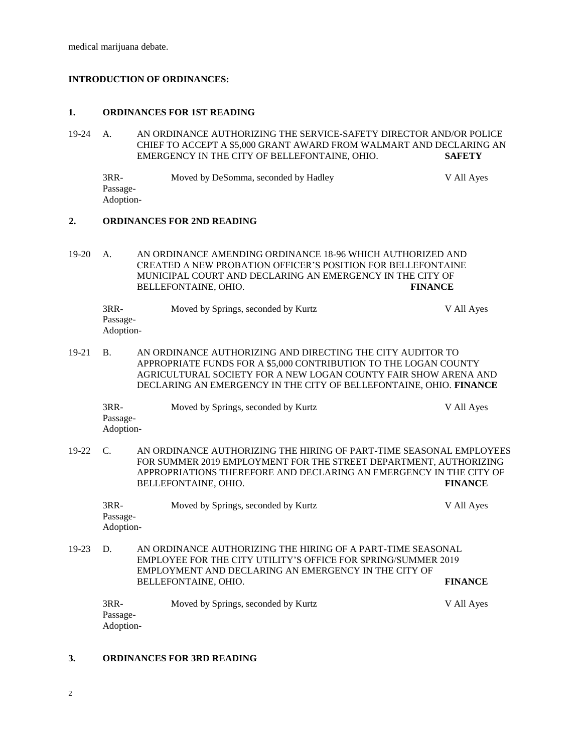medical marijuana debate.

**INTRODUCTION OF ORDINANCES:**

**1. ORDINANCES FOR 1ST READING**

19-24 A. AN ORDINANCE AUTHORIZING THE SERVICE-SAFETY DIRECTOR AND/OR POLICE CHIEF TO ACCEPT A $5,000 GRANT AWARD FROM WALMART AND DECLARING AN EMERGENCY IN THE CITY OF BELLEFONTAINE, OHIO. **SAFETY**

3RR- Moved by DeSomma, seconded by Hadley V All Ayes
Passage-
Adoption-

**2. ORDINANCES FOR 2ND READING**

19-20 A. AN ORDINANCE AMENDING ORDINANCE 18-96 WHICH AUTHORIZED AND CREATED A NEW PROBATION OFFICER'S POSITION FOR BELLEFONTAINE MUNICIPAL COURT AND DECLARING AN EMERGENCY IN THE CITY OF BELLEFONTAINE, OHIO. **FINANCE**

3RR- Moved by Springs, seconded by Kurtz V All Ayes
Passage-
Adoption-

19-21 B. AN ORDINANCE AUTHORIZING AND DIRECTING THE CITY AUDITOR TO APPROPRIATE FUNDS FOR A $5,000 CONTRIBUTION TO THE LOGAN COUNTY AGRICULTURAL SOCIETY FOR A NEW LOGAN COUNTY FAIR SHOW ARENA AND DECLARING AN EMERGENCY IN THE CITY OF BELLEFONTAINE, OHIO. **FINANCE**

3RR- Moved by Springs, seconded by Kurtz V All Ayes
Passage-
Adoption-

19-22 C. AN ORDINANCE AUTHORIZING THE HIRING OF PART-TIME SEASONAL EMPLOYEES FOR SUMMER 2019 EMPLOYMENT FOR THE STREET DEPARTMENT, AUTHORIZING APPROPRIATIONS THEREFORE AND DECLARING AN EMERGENCY IN THE CITY OF BELLEFONTAINE, OHIO. **FINANCE**

3RR- Moved by Springs, seconded by Kurtz V All Ayes
Passage-
Adoption-

19-23 D. AN ORDINANCE AUTHORIZING THE HIRING OF A PART-TIME SEASONAL EMPLOYEE FOR THE CITY UTILITY'S OFFICE FOR SPRING/SUMMER 2019 EMPLOYMENT AND DECLARING AN EMERGENCY IN THE CITY OF BELLEFONTAINE, OHIO. **FINANCE**

3RR- Moved by Springs, seconded by Kurtz V All Ayes
Passage-
Adoption-

**3. ORDINANCES FOR 3RD READING**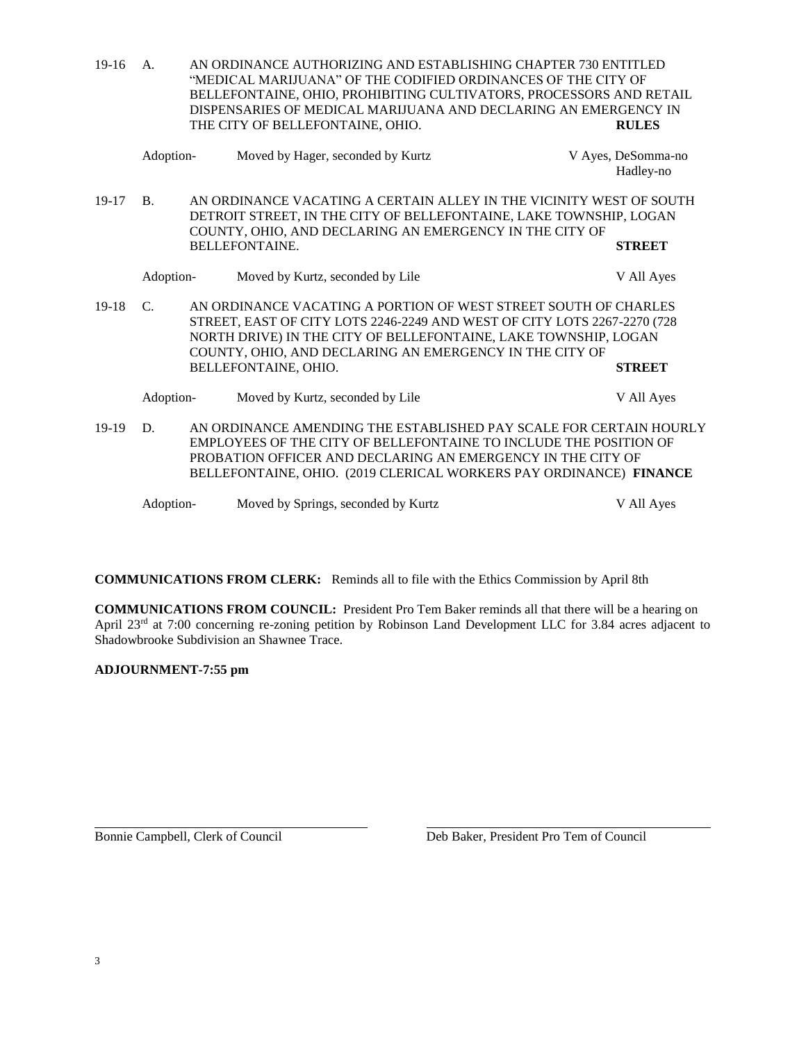19-16 A. AN ORDINANCE AUTHORIZING AND ESTABLISHING CHAPTER 730 ENTITLED "MEDICAL MARIJUANA" OF THE CODIFIED ORDINANCES OF THE CITY OF BELLEFONTAINE, OHIO, PROHIBITING CULTIVATORS, PROCESSORS AND RETAIL DISPENSARIES OF MEDICAL MARIJUANA AND DECLARING AN EMERGENCY IN THE CITY OF BELLEFONTAINE, OHIO. **RULES**

Adoption- Moved by Hager, seconded by Kurtz — V Ayes, DeSomma-no, Hadley-no

19-17 B. AN ORDINANCE VACATING A CERTAIN ALLEY IN THE VICINITY WEST OF SOUTH DETROIT STREET, IN THE CITY OF BELLEFONTAINE, LAKE TOWNSHIP, LOGAN COUNTY, OHIO, AND DECLARING AN EMERGENCY IN THE CITY OF BELLEFONTAINE. **STREET**

Adoption- Moved by Kurtz, seconded by Lile — V All Ayes

19-18 C. AN ORDINANCE VACATING A PORTION OF WEST STREET SOUTH OF CHARLES STREET, EAST OF CITY LOTS 2246-2249 AND WEST OF CITY LOTS 2267-2270 (728 NORTH DRIVE) IN THE CITY OF BELLEFONTAINE, LAKE TOWNSHIP, LOGAN COUNTY, OHIO, AND DECLARING AN EMERGENCY IN THE CITY OF BELLEFONTAINE, OHIO. **STREET**

Adoption- Moved by Kurtz, seconded by Lile — V All Ayes

19-19 D. AN ORDINANCE AMENDING THE ESTABLISHED PAY SCALE FOR CERTAIN HOURLY EMPLOYEES OF THE CITY OF BELLEFONTAINE TO INCLUDE THE POSITION OF PROBATION OFFICER AND DECLARING AN EMERGENCY IN THE CITY OF BELLEFONTAINE, OHIO. (2019 CLERICAL WORKERS PAY ORDINANCE) **FINANCE**

Adoption- Moved by Springs, seconded by Kurtz — V All Ayes

**COMMUNICATIONS FROM CLERK:** Reminds all to file with the Ethics Commission by April 8th

**COMMUNICATIONS FROM COUNCIL:** President Pro Tem Baker reminds all that there will be a hearing on April 23rd at 7:00 concerning re-zoning petition by Robinson Land Development LLC for 3.84 acres adjacent to Shadowbrooke Subdivision an Shawnee Trace.

**ADJOURNMENT-7:55 pm**

Bonnie Campbell, Clerk of Council

Deb Baker, President Pro Tem of Council